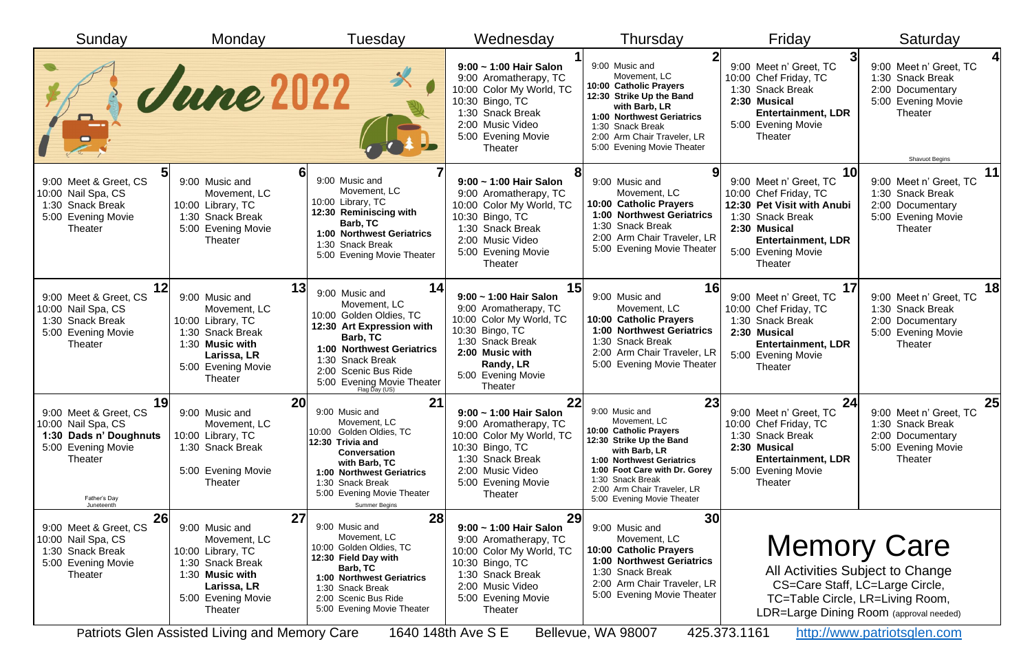# June 2022

| Sunday | Monday | Tuesday | Wednesday | Thursday | Friday | Saturday |
|---|---|---|---|---|---|---|
| | | | **1**<br>**9:00 ~ 1:00 Hair Salon**<br>9:00 Aromatherapy, TC<br>10:00 Color My World, TC<br>10:30 Bingo, TC<br>1:30 Snack Break<br>2:00 Music Video<br>5:00 Evening Movie Theater | **2**<br>9:00 Music and Movement, LC<br>**10:00 Catholic Prayers**<br>**12:30 Strike Up the Band with Barb, LR**<br>**1:00 Northwest Geriatrics**<br>1:30 Snack Break<br>2:00 Arm Chair Traveler, LR<br>5:00 Evening Movie Theater | **3**<br>9:00 Meet n' Greet, TC<br>10:00 Chef Friday, TC<br>1:30 Snack Break<br>**2:30 Musical Entertainment, LDR**<br>5:00 Evening Movie Theater | **4**<br>9:00 Meet n' Greet, TC<br>1:30 Snack Break<br>2:00 Documentary<br>5:00 Evening Movie Theater<br>Shavuot Begins |
| **5**<br>9:00 Meet & Greet, CS<br>10:00 Nail Spa, CS<br>1:30 Snack Break<br>5:00 Evening Movie Theater | **6**<br>9:00 Music and Movement, LC<br>10:00 Library, TC<br>1:30 Snack Break<br>5:00 Evening Movie Theater | **7**<br>9:00 Music and Movement, LC<br>10:00 Library, TC<br>**12:30 Reminiscing with Barb, TC**<br>**1:00 Northwest Geriatrics**<br>1:30 Snack Break<br>5:00 Evening Movie Theater | **8**<br>**9:00 ~ 1:00 Hair Salon**<br>9:00 Aromatherapy, TC<br>10:00 Color My World, TC<br>10:30 Bingo, TC<br>1:30 Snack Break<br>2:00 Music Video<br>5:00 Evening Movie Theater | **9**<br>9:00 Music and Movement, LC<br>**10:00 Catholic Prayers**<br>**1:00 Northwest Geriatrics**<br>1:30 Snack Break<br>2:00 Arm Chair Traveler, LR<br>5:00 Evening Movie Theater | **10**<br>9:00 Meet n' Greet, TC<br>10:00 Chef Friday, TC<br>**12:30 Pet Visit with Anubi**<br>1:30 Snack Break<br>**2:30 Musical Entertainment, LDR**<br>5:00 Evening Movie Theater | **11**<br>9:00 Meet n' Greet, TC<br>1:30 Snack Break<br>2:00 Documentary<br>5:00 Evening Movie Theater |
| **12**<br>9:00 Meet & Greet, CS<br>10:00 Nail Spa, CS<br>1:30 Snack Break<br>5:00 Evening Movie Theater | **13**<br>9:00 Music and Movement, LC<br>10:00 Library, TC<br>1:30 Snack Break<br>**1:30 Music with Larissa, LR**<br>5:00 Evening Movie Theater | **14**<br>9:00 Music and Movement, LC<br>10:00 Golden Oldies, TC<br>**12:30 Art Expression with Barb, TC**<br>**1:00 Northwest Geriatrics**<br>1:30 Snack Break<br>2:00 Scenic Bus Ride<br>5:00 Evening Movie Theater<br>Flag Day (US) | **15**<br>**9:00 ~ 1:00 Hair Salon**<br>9:00 Aromatherapy, TC<br>10:00 Color My World, TC<br>10:30 Bingo, TC<br>1:30 Snack Break<br>**2:00 Music with Randy, LR**<br>5:00 Evening Movie Theater | **16**<br>9:00 Music and Movement, LC<br>**10:00 Catholic Prayers**<br>**1:00 Northwest Geriatrics**<br>1:30 Snack Break<br>2:00 Arm Chair Traveler, LR<br>5:00 Evening Movie Theater | **17**<br>9:00 Meet n' Greet, TC<br>10:00 Chef Friday, TC<br>1:30 Snack Break<br>**2:30 Musical Entertainment, LDR**<br>5:00 Evening Movie Theater | **18**<br>9:00 Meet n' Greet, TC<br>1:30 Snack Break<br>2:00 Documentary<br>5:00 Evening Movie Theater |
| **19**<br>9:00 Meet & Greet, CS<br>10:00 Nail Spa, CS<br>**1:30 Dads n' Doughnuts**<br>5:00 Evening Movie Theater<br>Father's Day<br>Juneteenth | **20**<br>9:00 Music and Movement, LC<br>10:00 Library, TC<br>1:30 Snack Break<br>5:00 Evening Movie Theater | **21**<br>9:00 Music and Movement, LC<br>10:00 Golden Oldies, TC<br>**12:30 Trivia and Conversation with Barb, TC**<br>**1:00 Northwest Geriatrics**<br>1:30 Snack Break<br>5:00 Evening Movie Theater<br>Summer Begins | **22**<br>**9:00 ~ 1:00 Hair Salon**<br>9:00 Aromatherapy, TC<br>10:00 Color My World, TC<br>10:30 Bingo, TC<br>1:30 Snack Break<br>2:00 Music Video<br>5:00 Evening Movie Theater | **23**<br>9:00 Music and Movement, LC<br>**10:00 Catholic Prayers**<br>**12:30 Strike Up the Band with Barb, LR**<br>**1:00 Northwest Geriatrics**<br>**1:00 Foot Care with Dr. Gorey**<br>1:30 Snack Break<br>2:00 Arm Chair Traveler, LR<br>5:00 Evening Movie Theater | **24**<br>9:00 Meet n' Greet, TC<br>10:00 Chef Friday, TC<br>1:30 Snack Break<br>**2:30 Musical Entertainment, LDR**<br>5:00 Evening Movie Theater | **25**<br>9:00 Meet n' Greet, TC<br>1:30 Snack Break<br>2:00 Documentary<br>5:00 Evening Movie Theater |
| **26**<br>9:00 Meet & Greet, CS<br>10:00 Nail Spa, CS<br>1:30 Snack Break<br>5:00 Evening Movie Theater | **27**<br>9:00 Music and Movement, LC<br>10:00 Library, TC<br>1:30 Snack Break<br>**1:30 Music with Larissa, LR**<br>5:00 Evening Movie Theater | **28**<br>9:00 Music and Movement, LC<br>10:00 Golden Oldies, TC<br>**12:30 Field Day with Barb, TC**<br>**1:00 Northwest Geriatrics**<br>1:30 Snack Break<br>2:00 Scenic Bus Ride<br>5:00 Evening Movie Theater | **29**<br>**9:00 ~ 1:00 Hair Salon**<br>9:00 Aromatherapy, TC<br>10:00 Color My World, TC<br>10:30 Bingo, TC<br>1:30 Snack Break<br>2:00 Music Video<br>5:00 Evening Movie Theater | **30**<br>9:00 Music and Movement, LC<br>**10:00 Catholic Prayers**<br>**1:00 Northwest Geriatrics**<br>1:30 Snack Break<br>2:00 Arm Chair Traveler, LR<br>5:00 Evening Movie Theater | | |

## Memory Care

All Activities Subject to Change
CS=Care Staff, LC=Large Circle,
TC=Table Circle, LR=Living Room,
LDR=Large Dining Room (approval needed)

Patriots Glen Assisted Living and Memory Care 1640 148th Ave S E Bellevue, WA 98007 425.373.1161 http://www.patriotsglen.com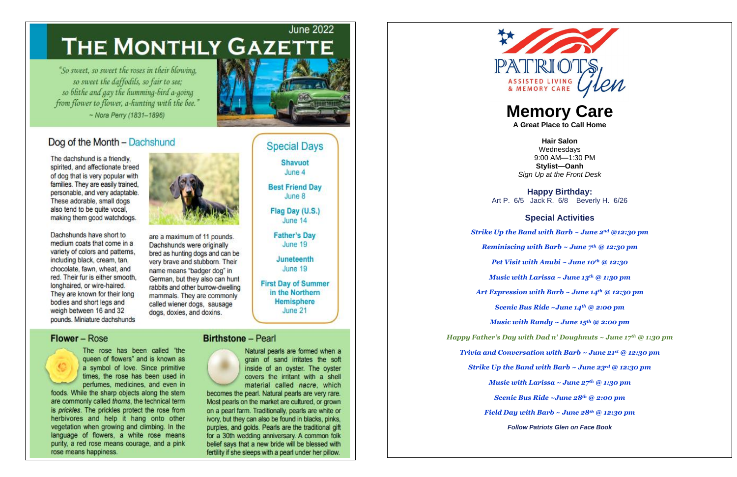June 2022

# The Monthly Gazette

*"So sweet, so sweet the roses in their blowing,*
*so sweet the daffodils, so fair to see;*
*so blithe and gay the humming-bird a-going*
*from flower to flower, a-hunting with the bee."*
~ Nora Perry (1831–1896)

## Dog of the Month – Dachshund

The dachshund is a friendly, spirited, and affectionate breed of dog that is very popular with families. They are easily trained, personable, and very adaptable. These adorable, small dogs also tend to be quite vocal, making them good watchdogs.

Dachshunds have short to medium coats that come in a variety of colors and patterns, including black, cream, tan, chocolate, fawn, wheat, and red. Their fur is either smooth, longhaired, or wire-haired. They are known for their long bodies and short legs and weigh between 16 and 32 pounds. Miniature dachshunds are a maximum of 11 pounds. Dachshunds were originally bred as hunting dogs and can be very brave and stubborn. Their name means "badger dog" in German, but they also can hunt rabbits and other burrow-dwelling mammals. They are commonly called wiener dogs, sausage dogs, doxies, and doxins.

## Special Days

**Shavuot**
June 4

**Best Friend Day**
June 8

**Flag Day (U.S.)**
June 14

**Father's Day**
June 19

**Juneteenth**
June 19

**First Day of Summer in the Northern Hemisphere**
June 21

## Flower – Rose

The rose has been called "the queen of flowers" and is known as a symbol of love. Since primitive times, the rose has been used in perfumes, medicines, and even in foods. While the sharp objects along the stem are commonly called *thorns*, the technical term is *prickles*. The prickles protect the rose from herbivores and help it hang onto other vegetation when growing and climbing. In the language of flowers, a white rose means purity, a red rose means courage, and a pink rose means happiness.

## Birthstone – Pearl

Natural pearls are formed when a grain of sand irritates the soft inside of an oyster. The oyster covers the irritant with a shell material called *nacre*, which becomes the pearl. Natural pearls are very rare. Most pearls on the market are cultured, or grown on a pearl farm. Traditionally, pearls are white or ivory, but they can also be found in blacks, pinks, purples, and golds. Pearls are the traditional gift for a 30th wedding anniversary. A common folk belief says that a new bride will be blessed with fertility if she sleeps with a pearl under her pillow.

PATRIOTS Glen
ASSISTED LIVING & MEMORY CARE

# Memory Care

**A Great Place to Call Home**

**Hair Salon**
Wednesdays
9:00 AM—1:30 PM
**Stylist—Oanh**
*Sign Up at the Front Desk*

**Happy Birthday:**
Art P. 6/5 Jack R. 6/8 Beverly H. 6/26

## Special Activities

***Strike Up the Band with Barb ~ June 2nd @12:30 pm***

***Reminiscing with Barb ~ June 7th @ 12:30 pm***

***Pet Visit with Anubi ~ June 10th @ 12:30***

***Music with Larissa ~ June 13th @ 1:30 pm***

***Art Expression with Barb ~ June 14th @ 12:30 pm***

***Scenic Bus Ride ~June 14th @ 2:00 pm***

***Music with Randy ~ June 15th @ 2:00 pm***

***Happy Father's Day with Dad n' Doughnuts ~ June 17th @ 1:30 pm***

***Trivia and Conversation with Barb ~ June 21st @ 12:30 pm***

***Strike Up the Band with Barb ~ June 23rd @ 12:30 pm***

***Music with Larissa ~ June 27th @ 1:30 pm***

***Scenic Bus Ride ~June 28th @ 2:00 pm***

***Field Day with Barb ~ June 28th @ 12:30 pm***

***Follow Patriots Glen on Face Book***